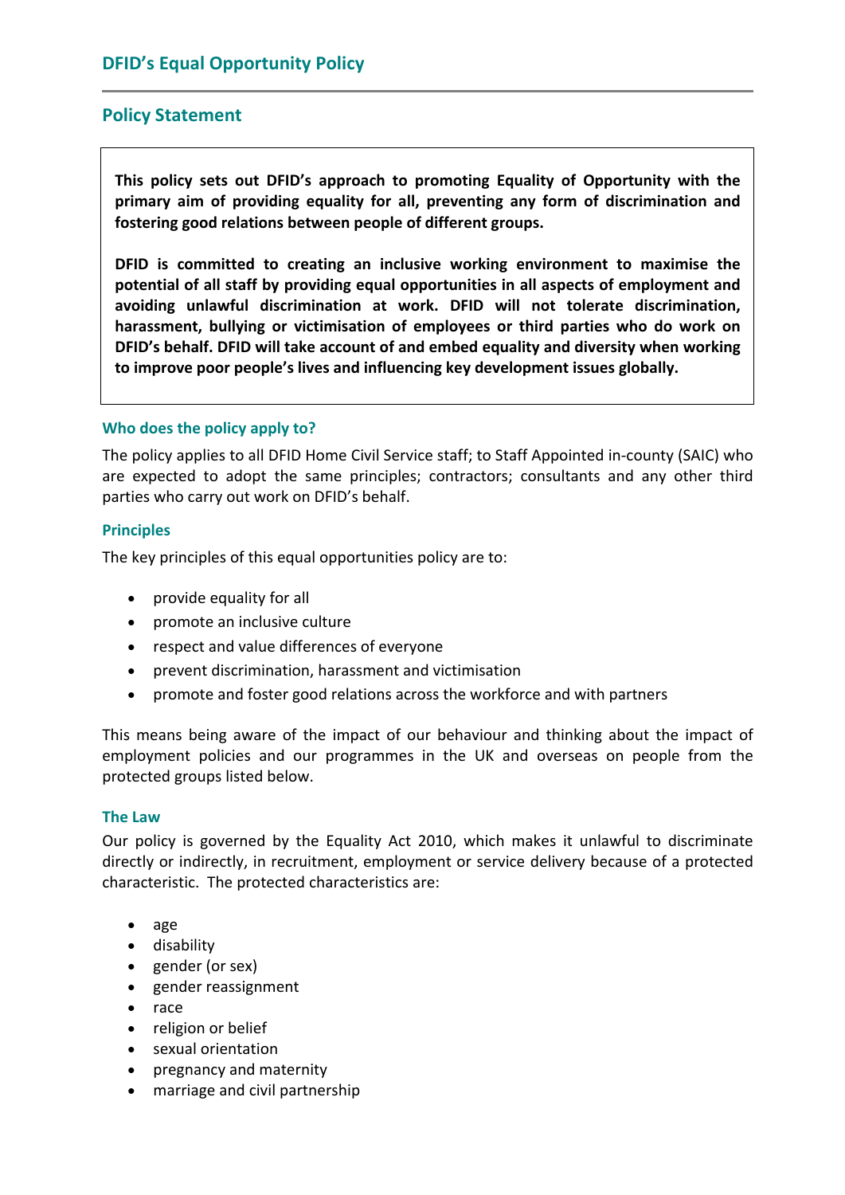# DFID's Equal Opportunity Policy

## Policy Statement

**This policy sets out DFID's approach to promoting Equality of Opportunity with the primary aim of providing equality for all, preventing any form of discrimination and fostering good relations between people of different groups.**

**DFID is committed to creating an inclusive working environment to maximise the potential of all staff by providing equal opportunities in all aspects of employment and avoiding unlawful discrimination at work. DFID will not tolerate discrimination, harassment, bullying or victimisation of employees or third parties who do work on DFID's behalf. DFID will take account of and embed equality and diversity when working to improve poor people's lives and influencing key development issues globally.**

### Who does the policy apply to?

The policy applies to all DFID Home Civil Service staff; to Staff Appointed in-county (SAIC) who are expected to adopt the same principles; contractors; consultants and any other third parties who carry out work on DFID's behalf.

### Principles

The key principles of this equal opportunities policy are to:

- provide equality for all
- promote an inclusive culture
- respect and value differences of everyone
- prevent discrimination, harassment and victimisation
- promote and foster good relations across the workforce and with partners

This means being aware of the impact of our behaviour and thinking about the impact of employment policies and our programmes in the UK and overseas on people from the protected groups listed below.

### The Law

Our policy is governed by the Equality Act 2010, which makes it unlawful to discriminate directly or indirectly, in recruitment, employment or service delivery because of a protected characteristic. The protected characteristics are:

- age
- disability
- gender (or sex)
- gender reassignment
- race
- religion or belief
- sexual orientation
- pregnancy and maternity
- marriage and civil partnership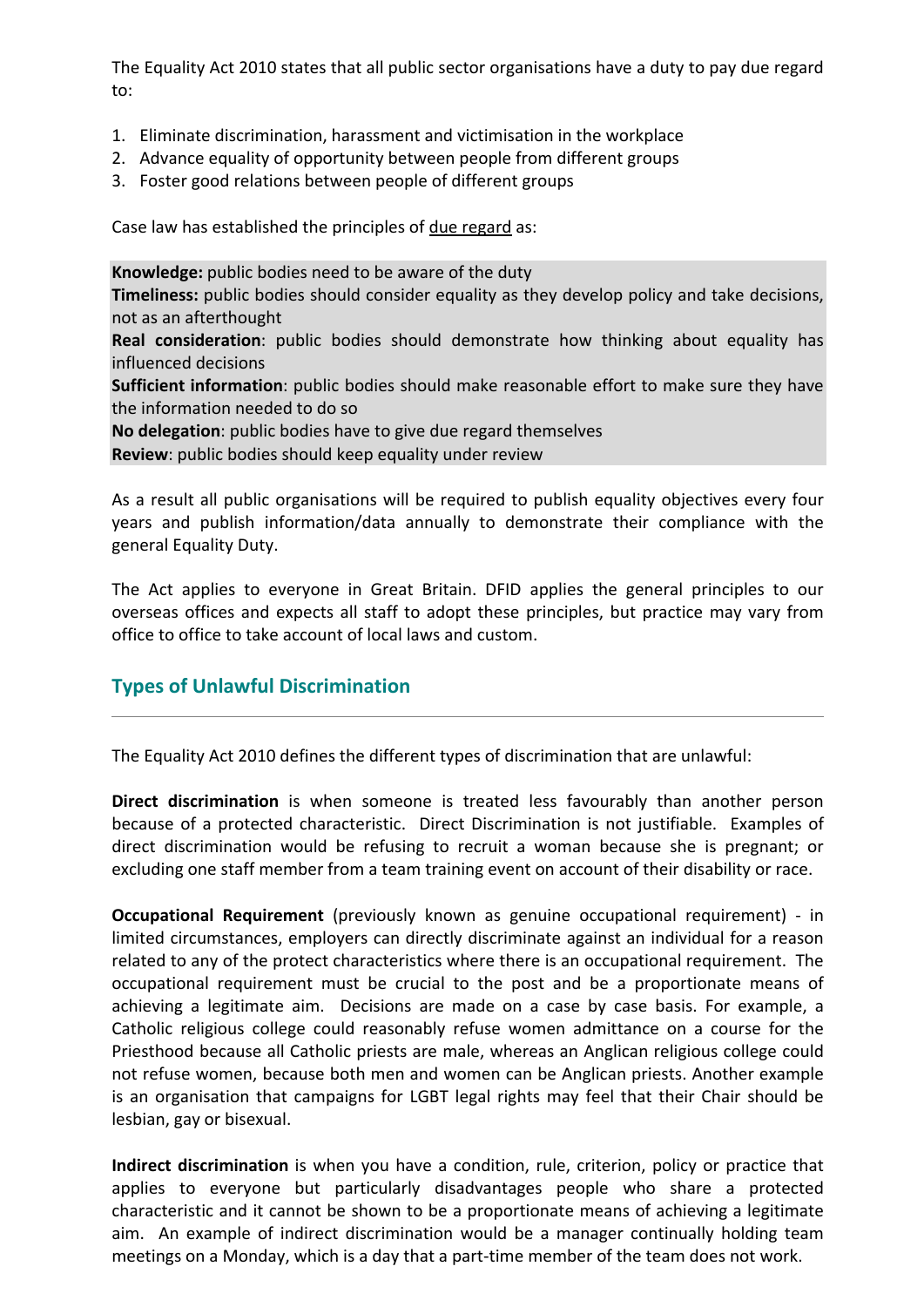The Equality Act 2010 states that all public sector organisations have a duty to pay due regard to:

1. Eliminate discrimination, harassment and victimisation in the workplace
2. Advance equality of opportunity between people from different groups
3. Foster good relations between people of different groups

Case law has established the principles of due regard as:

**Knowledge:** public bodies need to be aware of the duty
**Timeliness:** public bodies should consider equality as they develop policy and take decisions, not as an afterthought
**Real consideration**: public bodies should demonstrate how thinking about equality has influenced decisions
**Sufficient information**: public bodies should make reasonable effort to make sure they have the information needed to do so
**No delegation**: public bodies have to give due regard themselves
**Review**: public bodies should keep equality under review

As a result all public organisations will be required to publish equality objectives every four years and publish information/data annually to demonstrate their compliance with the general Equality Duty.

The Act applies to everyone in Great Britain. DFID applies the general principles to our overseas offices and expects all staff to adopt these principles, but practice may vary from office to office to take account of local laws and custom.

## Types of Unlawful Discrimination

The Equality Act 2010 defines the different types of discrimination that are unlawful:

**Direct discrimination** is when someone is treated less favourably than another person because of a protected characteristic. Direct Discrimination is not justifiable. Examples of direct discrimination would be refusing to recruit a woman because she is pregnant; or excluding one staff member from a team training event on account of their disability or race.

**Occupational Requirement** (previously known as genuine occupational requirement) - in limited circumstances, employers can directly discriminate against an individual for a reason related to any of the protect characteristics where there is an occupational requirement. The occupational requirement must be crucial to the post and be a proportionate means of achieving a legitimate aim. Decisions are made on a case by case basis. For example, a Catholic religious college could reasonably refuse women admittance on a course for the Priesthood because all Catholic priests are male, whereas an Anglican religious college could not refuse women, because both men and women can be Anglican priests. Another example is an organisation that campaigns for LGBT legal rights may feel that their Chair should be lesbian, gay or bisexual.

**Indirect discrimination** is when you have a condition, rule, criterion, policy or practice that applies to everyone but particularly disadvantages people who share a protected characteristic and it cannot be shown to be a proportionate means of achieving a legitimate aim. An example of indirect discrimination would be a manager continually holding team meetings on a Monday, which is a day that a part-time member of the team does not work.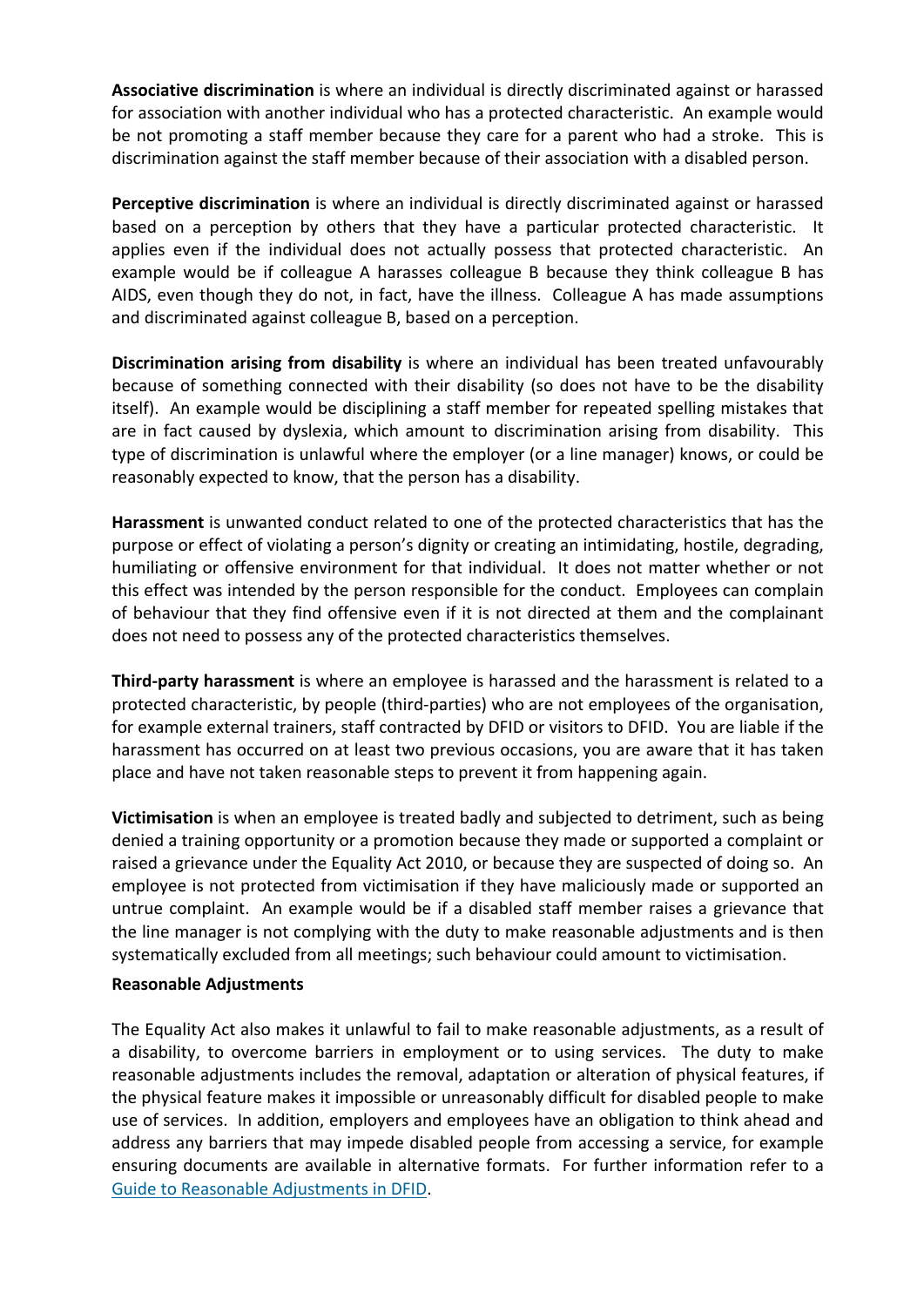**Associative discrimination** is where an individual is directly discriminated against or harassed for association with another individual who has a protected characteristic. An example would be not promoting a staff member because they care for a parent who had a stroke. This is discrimination against the staff member because of their association with a disabled person.

**Perceptive discrimination** is where an individual is directly discriminated against or harassed based on a perception by others that they have a particular protected characteristic. It applies even if the individual does not actually possess that protected characteristic. An example would be if colleague A harasses colleague B because they think colleague B has AIDS, even though they do not, in fact, have the illness. Colleague A has made assumptions and discriminated against colleague B, based on a perception.

**Discrimination arising from disability** is where an individual has been treated unfavourably because of something connected with their disability (so does not have to be the disability itself). An example would be disciplining a staff member for repeated spelling mistakes that are in fact caused by dyslexia, which amount to discrimination arising from disability. This type of discrimination is unlawful where the employer (or a line manager) knows, or could be reasonably expected to know, that the person has a disability.

**Harassment** is unwanted conduct related to one of the protected characteristics that has the purpose or effect of violating a person's dignity or creating an intimidating, hostile, degrading, humiliating or offensive environment for that individual. It does not matter whether or not this effect was intended by the person responsible for the conduct. Employees can complain of behaviour that they find offensive even if it is not directed at them and the complainant does not need to possess any of the protected characteristics themselves.

**Third-party harassment** is where an employee is harassed and the harassment is related to a protected characteristic, by people (third-parties) who are not employees of the organisation, for example external trainers, staff contracted by DFID or visitors to DFID. You are liable if the harassment has occurred on at least two previous occasions, you are aware that it has taken place and have not taken reasonable steps to prevent it from happening again.

**Victimisation** is when an employee is treated badly and subjected to detriment, such as being denied a training opportunity or a promotion because they made or supported a complaint or raised a grievance under the Equality Act 2010, or because they are suspected of doing so. An employee is not protected from victimisation if they have maliciously made or supported an untrue complaint. An example would be if a disabled staff member raises a grievance that the line manager is not complying with the duty to make reasonable adjustments and is then systematically excluded from all meetings; such behaviour could amount to victimisation.

**Reasonable Adjustments**

The Equality Act also makes it unlawful to fail to make reasonable adjustments, as a result of a disability, to overcome barriers in employment or to using services. The duty to make reasonable adjustments includes the removal, adaptation or alteration of physical features, if the physical feature makes it impossible or unreasonably difficult for disabled people to make use of services. In addition, employers and employees have an obligation to think ahead and address any barriers that may impede disabled people from accessing a service, for example ensuring documents are available in alternative formats. For further information refer to a Guide to Reasonable Adjustments in DFID.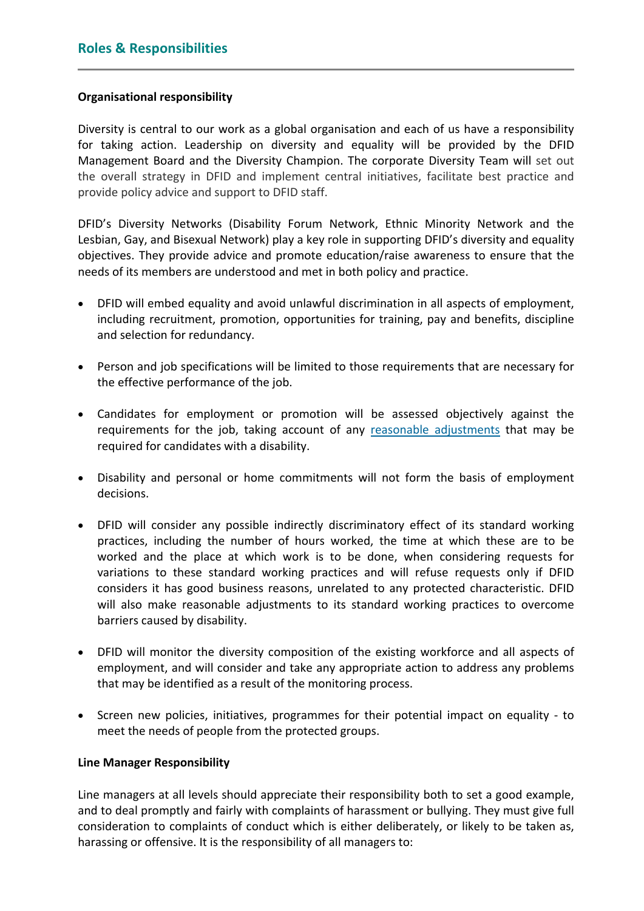## Roles & Responsibilities

**Organisational responsibility**

Diversity is central to our work as a global organisation and each of us have a responsibility for taking action. Leadership on diversity and equality will be provided by the DFID Management Board and the Diversity Champion. The corporate Diversity Team will set out the overall strategy in DFID and implement central initiatives, facilitate best practice and provide policy advice and support to DFID staff.

DFID's Diversity Networks (Disability Forum Network, Ethnic Minority Network and the Lesbian, Gay, and Bisexual Network) play a key role in supporting DFID's diversity and equality objectives. They provide advice and promote education/raise awareness to ensure that the needs of its members are understood and met in both policy and practice.

- DFID will embed equality and avoid unlawful discrimination in all aspects of employment, including recruitment, promotion, opportunities for training, pay and benefits, discipline and selection for redundancy.

- Person and job specifications will be limited to those requirements that are necessary for the effective performance of the job.

- Candidates for employment or promotion will be assessed objectively against the requirements for the job, taking account of any reasonable adjustments that may be required for candidates with a disability.

- Disability and personal or home commitments will not form the basis of employment decisions.

- DFID will consider any possible indirectly discriminatory effect of its standard working practices, including the number of hours worked, the time at which these are to be worked and the place at which work is to be done, when considering requests for variations to these standard working practices and will refuse requests only if DFID considers it has good business reasons, unrelated to any protected characteristic. DFID will also make reasonable adjustments to its standard working practices to overcome barriers caused by disability.

- DFID will monitor the diversity composition of the existing workforce and all aspects of employment, and will consider and take any appropriate action to address any problems that may be identified as a result of the monitoring process.

- Screen new policies, initiatives, programmes for their potential impact on equality - to meet the needs of people from the protected groups.

**Line Manager Responsibility**

Line managers at all levels should appreciate their responsibility both to set a good example, and to deal promptly and fairly with complaints of harassment or bullying. They must give full consideration to complaints of conduct which is either deliberately, or likely to be taken as, harassing or offensive. It is the responsibility of all managers to: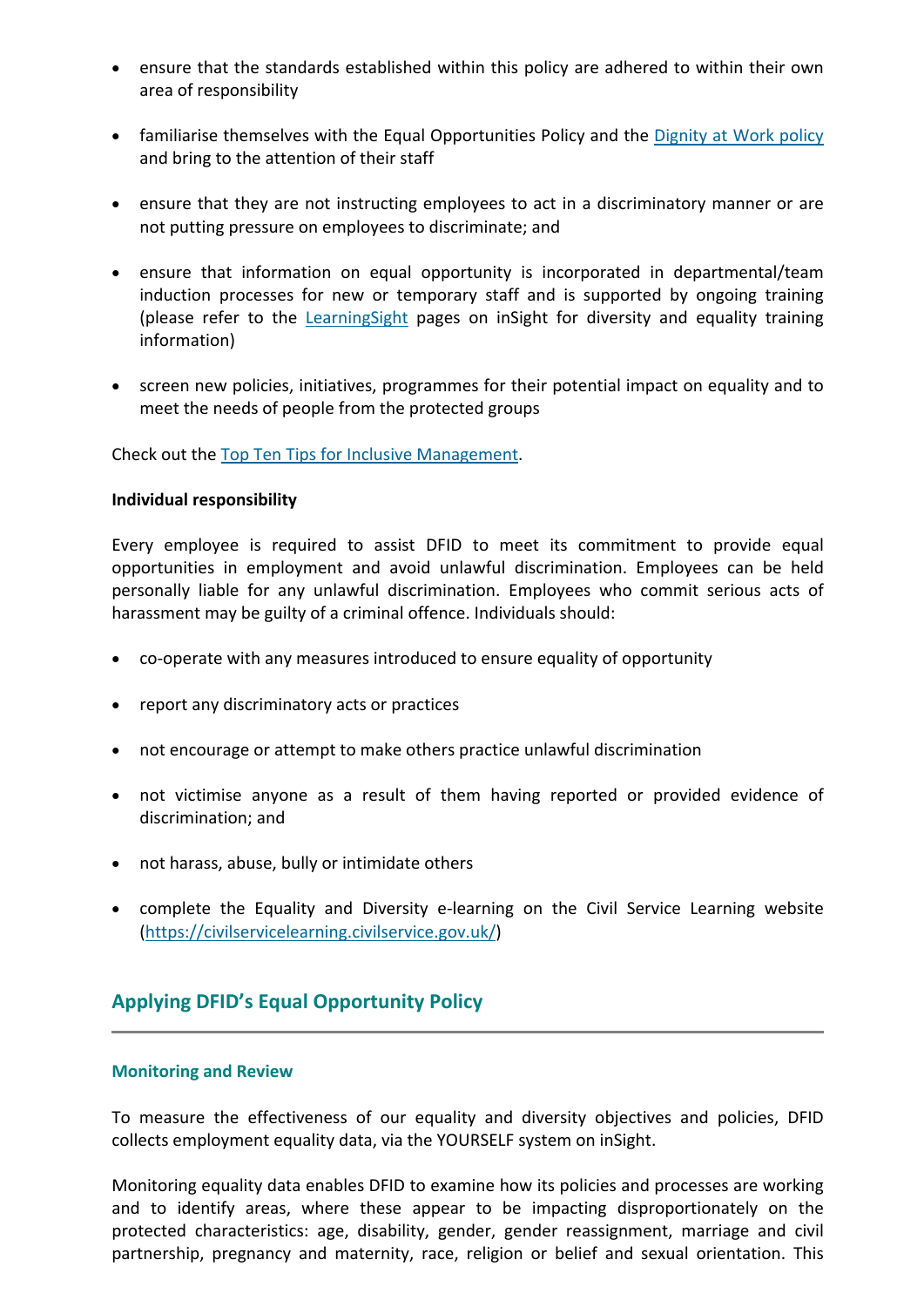- ensure that the standards established within this policy are adhered to within their own area of responsibility

- familiarise themselves with the Equal Opportunities Policy and the Dignity at Work policy and bring to the attention of their staff

- ensure that they are not instructing employees to act in a discriminatory manner or are not putting pressure on employees to discriminate; and

- ensure that information on equal opportunity is incorporated in departmental/team induction processes for new or temporary staff and is supported by ongoing training (please refer to the LearningSight pages on inSight for diversity and equality training information)

- screen new policies, initiatives, programmes for their potential impact on equality and to meet the needs of people from the protected groups

Check out the Top Ten Tips for Inclusive Management.

**Individual responsibility**

Every employee is required to assist DFID to meet its commitment to provide equal opportunities in employment and avoid unlawful discrimination. Employees can be held personally liable for any unlawful discrimination. Employees who commit serious acts of harassment may be guilty of a criminal offence. Individuals should:

- co-operate with any measures introduced to ensure equality of opportunity

- report any discriminatory acts or practices

- not encourage or attempt to make others practice unlawful discrimination

- not victimise anyone as a result of them having reported or provided evidence of discrimination; and

- not harass, abuse, bully or intimidate others

- complete the Equality and Diversity e-learning on the Civil Service Learning website (https://civilservicelearning.civilservice.gov.uk/)

## Applying DFID's Equal Opportunity Policy

### Monitoring and Review

To measure the effectiveness of our equality and diversity objectives and policies, DFID collects employment equality data, via the YOURSELF system on inSight.

Monitoring equality data enables DFID to examine how its policies and processes are working and to identify areas, where these appear to be impacting disproportionately on the protected characteristics: age, disability, gender, gender reassignment, marriage and civil partnership, pregnancy and maternity, race, religion or belief and sexual orientation. This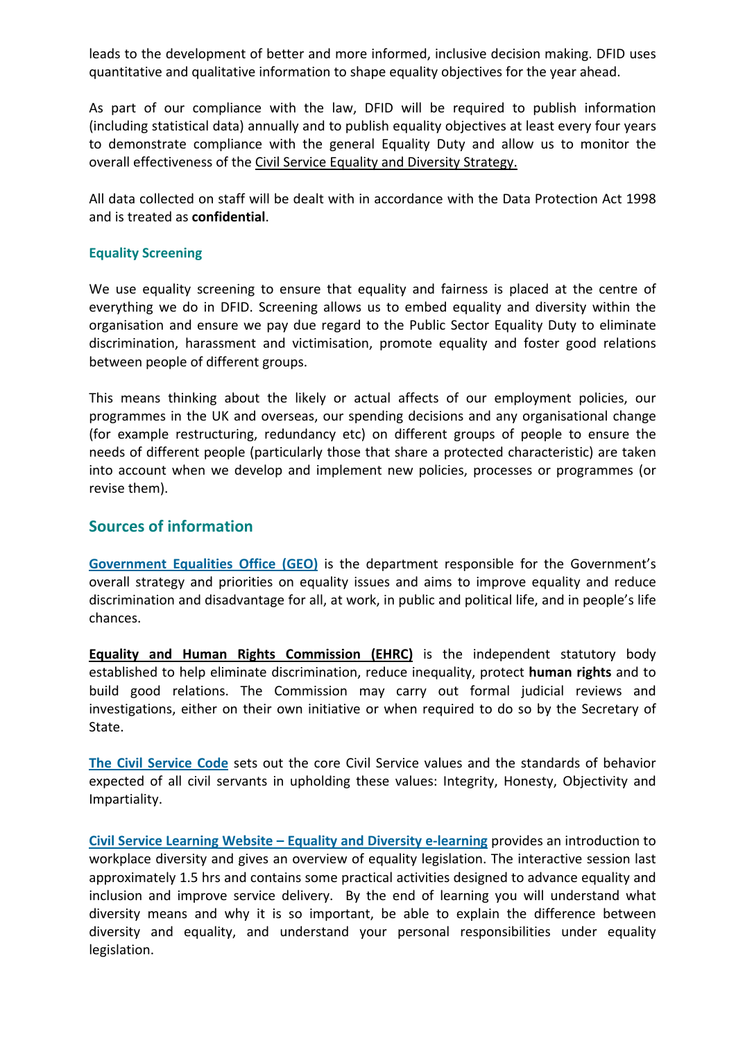leads to the development of better and more informed, inclusive decision making. DFID uses quantitative and qualitative information to shape equality objectives for the year ahead.

As part of our compliance with the law, DFID will be required to publish information (including statistical data) annually and to publish equality objectives at least every four years to demonstrate compliance with the general Equality Duty and allow us to monitor the overall effectiveness of the Civil Service Equality and Diversity Strategy.

All data collected on staff will be dealt with in accordance with the Data Protection Act 1998 and is treated as **confidential**.

### Equality Screening

We use equality screening to ensure that equality and fairness is placed at the centre of everything we do in DFID. Screening allows us to embed equality and diversity within the organisation and ensure we pay due regard to the Public Sector Equality Duty to eliminate discrimination, harassment and victimisation, promote equality and foster good relations between people of different groups.

This means thinking about the likely or actual affects of our employment policies, our programmes in the UK and overseas, our spending decisions and any organisational change (for example restructuring, redundancy etc) on different groups of people to ensure the needs of different people (particularly those that share a protected characteristic) are taken into account when we develop and implement new policies, processes or programmes (or revise them).

## Sources of information

**Government Equalities Office (GEO)** is the department responsible for the Government's overall strategy and priorities on equality issues and aims to improve equality and reduce discrimination and disadvantage for all, at work, in public and political life, and in people's life chances.

**Equality and Human Rights Commission (EHRC)** is the independent statutory body established to help eliminate discrimination, reduce inequality, protect **human rights** and to build good relations. The Commission may carry out formal judicial reviews and investigations, either on their own initiative or when required to do so by the Secretary of State.

**The Civil Service Code** sets out the core Civil Service values and the standards of behavior expected of all civil servants in upholding these values: Integrity, Honesty, Objectivity and Impartiality.

**Civil Service Learning Website – Equality and Diversity e-learning** provides an introduction to workplace diversity and gives an overview of equality legislation. The interactive session last approximately 1.5 hrs and contains some practical activities designed to advance equality and inclusion and improve service delivery. By the end of learning you will understand what diversity means and why it is so important, be able to explain the difference between diversity and equality, and understand your personal responsibilities under equality legislation.